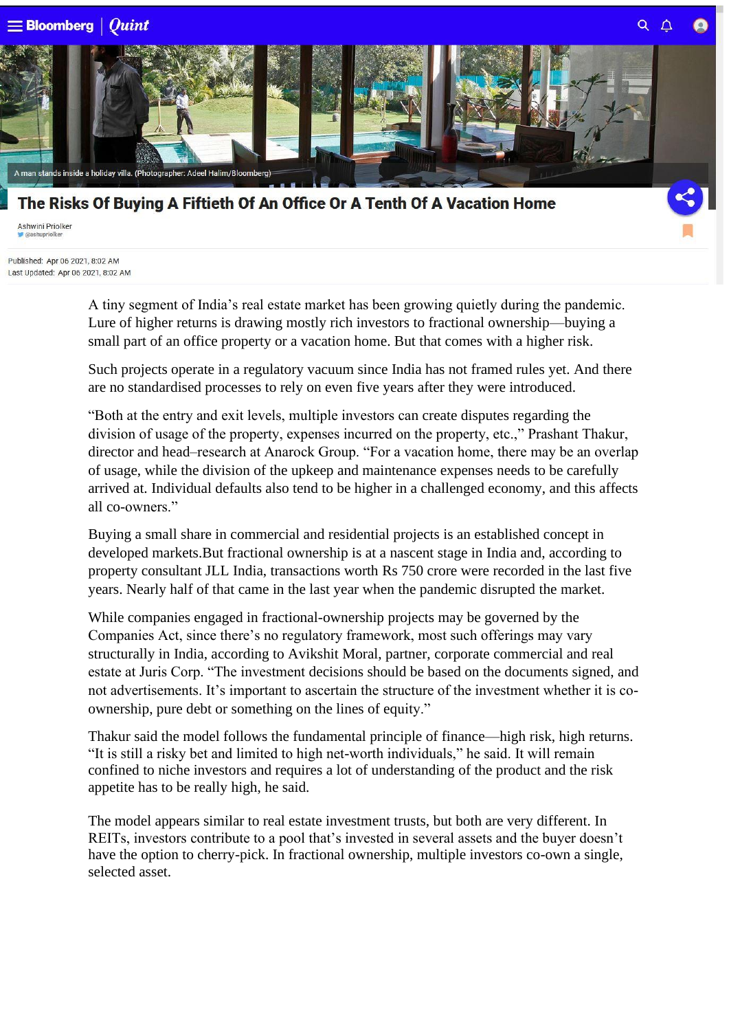A man stands inside a holiday villa. (Photographer: Adeel Halim/Bloomberg)

# The Risks Of Buying A Fiftieth Of An Office Or A Tenth Of A Vacation Home

Ashwini Priolker
@ashupriolker

Published: Apr 06 2021, 8:02 AM
Last Updated: Apr 06 2021, 8:02 AM

A tiny segment of India's real estate market has been growing quietly during the pandemic. Lure of higher returns is drawing mostly rich investors to fractional ownership—buying a small part of an office property or a vacation home. But that comes with a higher risk.

Such projects operate in a regulatory vacuum since India has not framed rules yet. And there are no standardised processes to rely on even five years after they were introduced.

"Both at the entry and exit levels, multiple investors can create disputes regarding the division of usage of the property, expenses incurred on the property, etc.," Prashant Thakur, director and head–research at Anarock Group. "For a vacation home, there may be an overlap of usage, while the division of the upkeep and maintenance expenses needs to be carefully arrived at. Individual defaults also tend to be higher in a challenged economy, and this affects all co-owners."

Buying a small share in commercial and residential projects is an established concept in developed markets.But fractional ownership is at a nascent stage in India and, according to property consultant JLL India, transactions worth Rs 750 crore were recorded in the last five years. Nearly half of that came in the last year when the pandemic disrupted the market.

While companies engaged in fractional-ownership projects may be governed by the Companies Act, since there's no regulatory framework, most such offerings may vary structurally in India, according to Avikshit Moral, partner, corporate commercial and real estate at Juris Corp. "The investment decisions should be based on the documents signed, and not advertisements. It's important to ascertain the structure of the investment whether it is co-ownership, pure debt or something on the lines of equity."

Thakur said the model follows the fundamental principle of finance—high risk, high returns. "It is still a risky bet and limited to high net-worth individuals," he said. It will remain confined to niche investors and requires a lot of understanding of the product and the risk appetite has to be really high, he said.

The model appears similar to real estate investment trusts, but both are very different. In REITs, investors contribute to a pool that's invested in several assets and the buyer doesn't have the option to cherry-pick. In fractional ownership, multiple investors co-own a single, selected asset.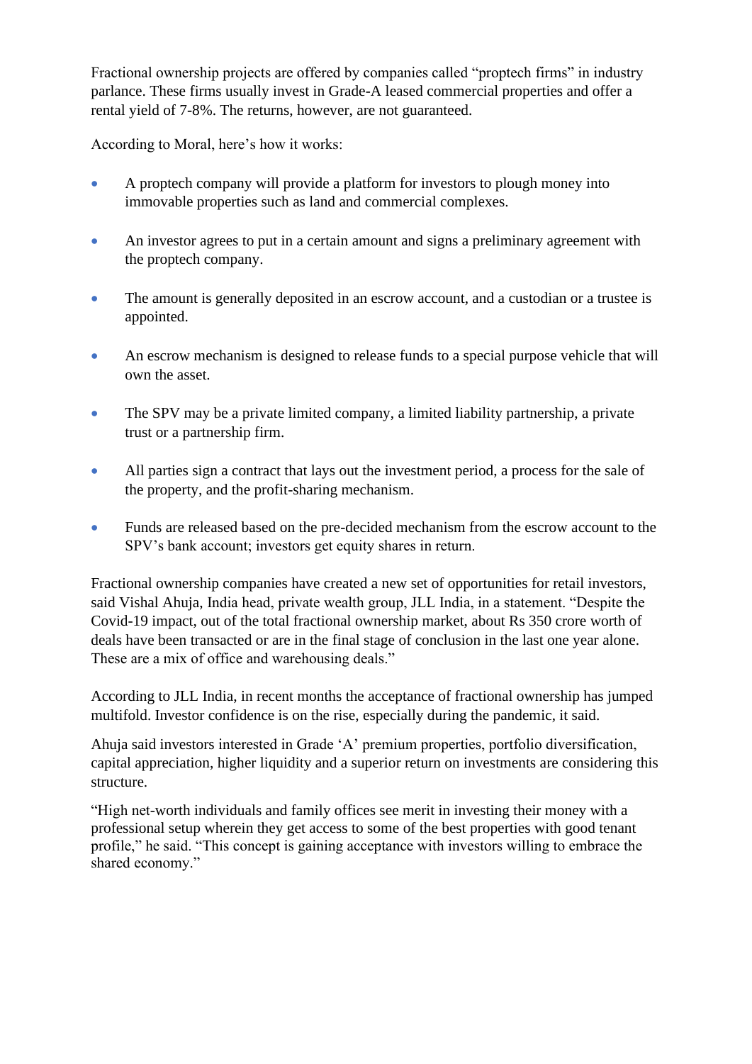Fractional ownership projects are offered by companies called "proptech firms" in industry parlance. These firms usually invest in Grade-A leased commercial properties and offer a rental yield of 7-8%. The returns, however, are not guaranteed.

According to Moral, here's how it works:

- A proptech company will provide a platform for investors to plough money into immovable properties such as land and commercial complexes.
- An investor agrees to put in a certain amount and signs a preliminary agreement with the proptech company.
- The amount is generally deposited in an escrow account, and a custodian or a trustee is appointed.
- An escrow mechanism is designed to release funds to a special purpose vehicle that will own the asset.
- The SPV may be a private limited company, a limited liability partnership, a private trust or a partnership firm.
- All parties sign a contract that lays out the investment period, a process for the sale of the property, and the profit-sharing mechanism.
- Funds are released based on the pre-decided mechanism from the escrow account to the SPV's bank account; investors get equity shares in return.

Fractional ownership companies have created a new set of opportunities for retail investors, said Vishal Ahuja, India head, private wealth group, JLL India, in a statement. "Despite the Covid-19 impact, out of the total fractional ownership market, about Rs 350 crore worth of deals have been transacted or are in the final stage of conclusion in the last one year alone. These are a mix of office and warehousing deals."

According to JLL India, in recent months the acceptance of fractional ownership has jumped multifold. Investor confidence is on the rise, especially during the pandemic, it said.

Ahuja said investors interested in Grade 'A' premium properties, portfolio diversification, capital appreciation, higher liquidity and a superior return on investments are considering this structure.

"High net-worth individuals and family offices see merit in investing their money with a professional setup wherein they get access to some of the best properties with good tenant profile," he said. "This concept is gaining acceptance with investors willing to embrace the shared economy."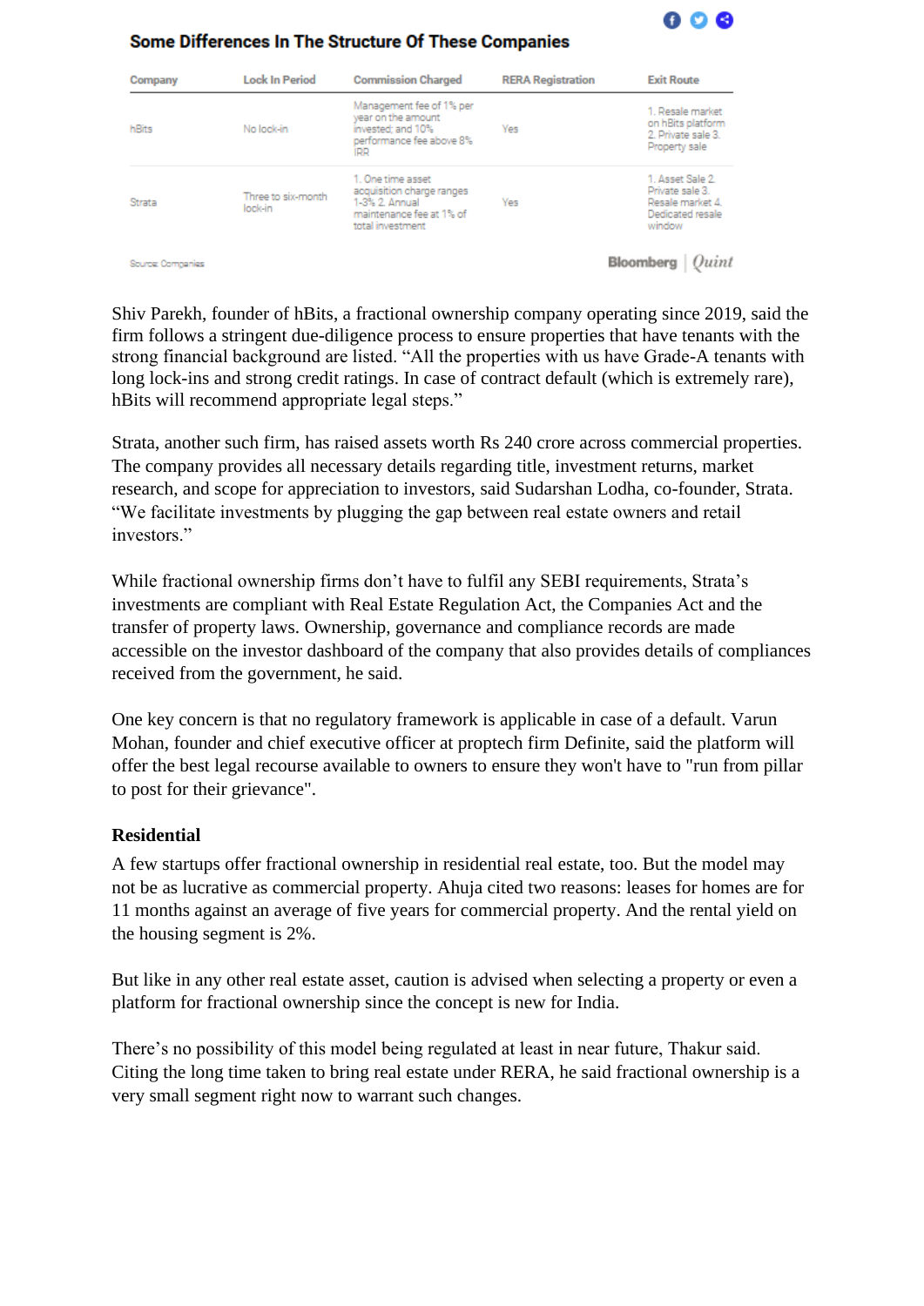**Some Differences In The Structure Of These Companies**

| Company | Lock In Period | Commission Charged | RERA Registration | Exit Route |
|---|---|---|---|---|
| hBits | No lock-in | Management fee of 1% per year on the amount invested; and 10% performance fee above 8% IRR | Yes | 1. Resale market on hBits platform 2. Private sale 3. Property sale |
| Strata | Three to six-month lock-in | 1. One time asset acquisition charge ranges 1-3% 2. Annual maintenance fee at 1% of total investment | Yes | 1. Asset Sale 2. Private sale 3. Resale market 4. Dedicated resale window |

Source: Companies

Bloomberg | Quint

Shiv Parekh, founder of hBits, a fractional ownership company operating since 2019, said the firm follows a stringent due-diligence process to ensure properties that have tenants with the strong financial background are listed. “All the properties with us have Grade-A tenants with long lock-ins and strong credit ratings. In case of contract default (which is extremely rare), hBits will recommend appropriate legal steps.”

Strata, another such firm, has raised assets worth Rs 240 crore across commercial properties. The company provides all necessary details regarding title, investment returns, market research, and scope for appreciation to investors, said Sudarshan Lodha, co-founder, Strata. “We facilitate investments by plugging the gap between real estate owners and retail investors.”

While fractional ownership firms don’t have to fulfil any SEBI requirements, Strata’s investments are compliant with Real Estate Regulation Act, the Companies Act and the transfer of property laws. Ownership, governance and compliance records are made accessible on the investor dashboard of the company that also provides details of compliances received from the government, he said.

One key concern is that no regulatory framework is applicable in case of a default. Varun Mohan, founder and chief executive officer at proptech firm Definite, said the platform will offer the best legal recourse available to owners to ensure they won't have to "run from pillar to post for their grievance".

**Residential**

A few startups offer fractional ownership in residential real estate, too. But the model may not be as lucrative as commercial property. Ahuja cited two reasons: leases for homes are for 11 months against an average of five years for commercial property. And the rental yield on the housing segment is 2%.

But like in any other real estate asset, caution is advised when selecting a property or even a platform for fractional ownership since the concept is new for India.

There’s no possibility of this model being regulated at least in near future, Thakur said. Citing the long time taken to bring real estate under RERA, he said fractional ownership is a very small segment right now to warrant such changes.